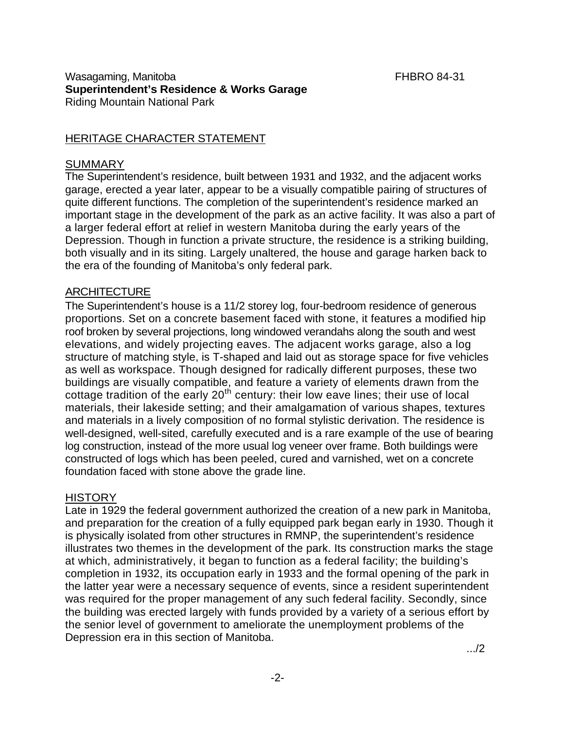Wasagaming, Manitoba FHBRO 84-31

**Superintendent's Residence & Works Garage**

Riding Mountain National Park

## HERITAGE CHARACTER STATEMENT

### SUMMARY

The Superintendent's residence, built between 1931 and 1932, and the adjacent works garage, erected a year later, appear to be a visually compatible pairing of structures of quite different functions. The completion of the superintendent's residence marked an important stage in the development of the park as an active facility. It was also a part of a larger federal effort at relief in western Manitoba during the early years of the Depression. Though in function a private structure, the residence is a striking building, both visually and in its siting. Largely unaltered, the house and garage harken back to the era of the founding of Manitoba's only federal park.

### ARCHITECTURE

The Superintendent's house is a 11/2 storey log, four-bedroom residence of generous proportions. Set on a concrete basement faced with stone, it features a modified hip roof broken by several projections, long windowed verandahs along the south and west elevations, and widely projecting eaves. The adjacent works garage, also a log structure of matching style, is T-shaped and laid out as storage space for five vehicles as well as workspace. Though designed for radically different purposes, these two buildings are visually compatible, and feature a variety of elements drawn from the cottage tradition of the early 20th century: their low eave lines; their use of local materials, their lakeside setting; and their amalgamation of various shapes, textures and materials in a lively composition of no formal stylistic derivation. The residence is well-designed, well-sited, carefully executed and is a rare example of the use of bearing log construction, instead of the more usual log veneer over frame. Both buildings were constructed of logs which has been peeled, cured and varnished, wet on a concrete foundation faced with stone above the grade line.

### HISTORY

Late in 1929 the federal government authorized the creation of a new park in Manitoba, and preparation for the creation of a fully equipped park began early in 1930. Though it is physically isolated from other structures in RMNP, the superintendent's residence illustrates two themes in the development of the park. Its construction marks the stage at which, administratively, it began to function as a federal facility; the building's completion in 1932, its occupation early in 1933 and the formal opening of the park in the latter year were a necessary sequence of events, since a resident superintendent was required for the proper management of any such federal facility. Secondly, since the building was erected largely with funds provided by a variety of a serious effort by the senior level of government to ameliorate the unemployment problems of the Depression era in this section of Manitoba.

.../2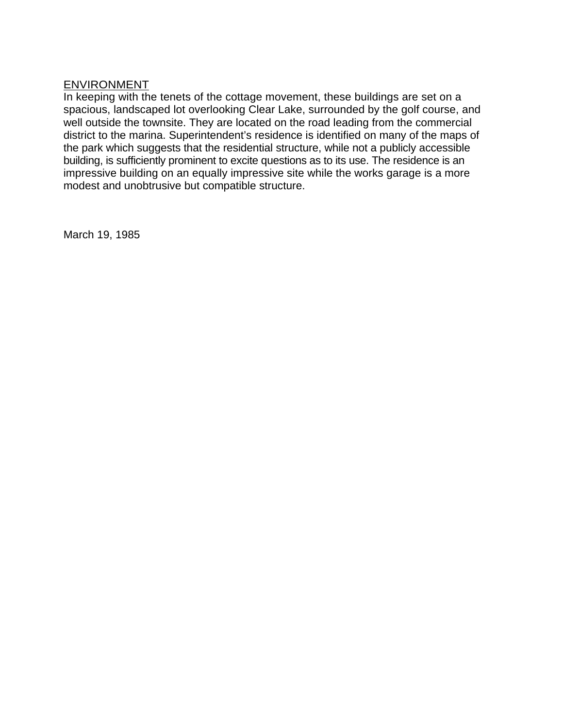ENVIRONMENT

In keeping with the tenets of the cottage movement, these buildings are set on a spacious, landscaped lot overlooking Clear Lake, surrounded by the golf course, and well outside the townsite. They are located on the road leading from the commercial district to the marina. Superintendent's residence is identified on many of the maps of the park which suggests that the residential structure, while not a publicly accessible building, is sufficiently prominent to excite questions as to its use. The residence is an impressive building on an equally impressive site while the works garage is a more modest and unobtrusive but compatible structure.

March 19, 1985